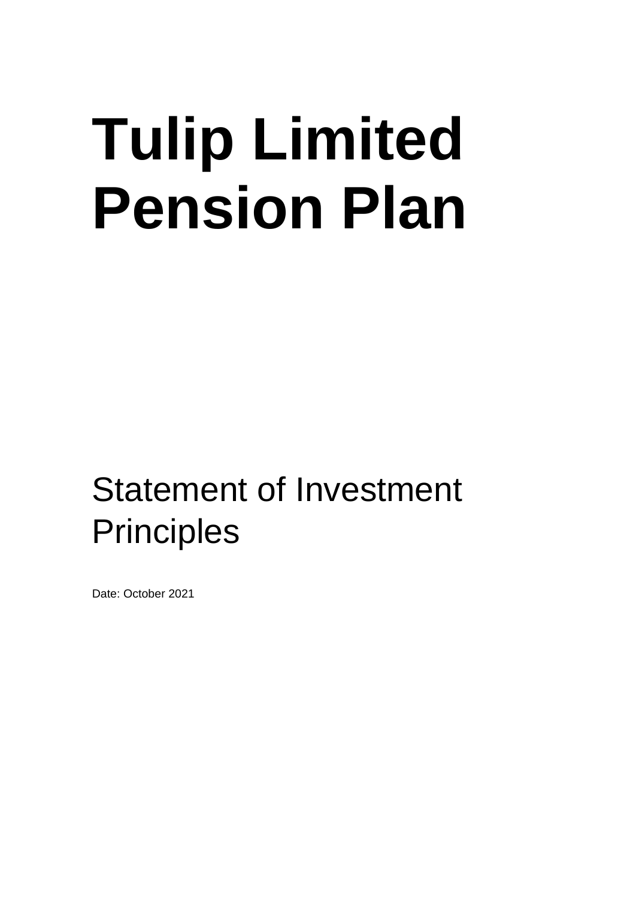# Tulip Limited Pension Plan

## Statement of Investment Principles

Date: October 2021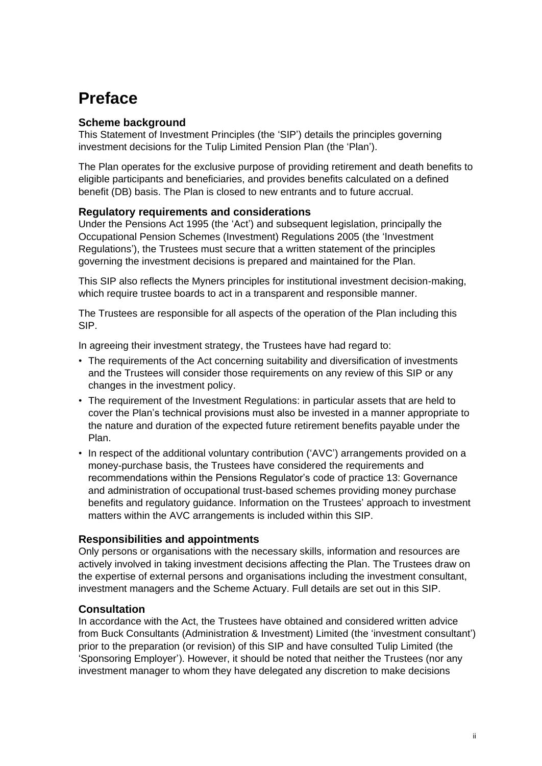# Preface

### Scheme background

This Statement of Investment Principles (the 'SIP') details the principles governing investment decisions for the Tulip Limited Pension Plan (the 'Plan').

The Plan operates for the exclusive purpose of providing retirement and death benefits to eligible participants and beneficiaries, and provides benefits calculated on a defined benefit (DB) basis. The Plan is closed to new entrants and to future accrual.

### Regulatory requirements and considerations

Under the Pensions Act 1995 (the 'Act') and subsequent legislation, principally the Occupational Pension Schemes (Investment) Regulations 2005 (the 'Investment Regulations'), the Trustees must secure that a written statement of the principles governing the investment decisions is prepared and maintained for the Plan.

This SIP also reflects the Myners principles for institutional investment decision-making, which require trustee boards to act in a transparent and responsible manner.

The Trustees are responsible for all aspects of the operation of the Plan including this SIP.

In agreeing their investment strategy, the Trustees have had regard to:

- The requirements of the Act concerning suitability and diversification of investments and the Trustees will consider those requirements on any review of this SIP or any changes in the investment policy.
- The requirement of the Investment Regulations: in particular assets that are held to cover the Plan's technical provisions must also be invested in a manner appropriate to the nature and duration of the expected future retirement benefits payable under the Plan.
- In respect of the additional voluntary contribution ('AVC') arrangements provided on a money-purchase basis, the Trustees have considered the requirements and recommendations within the Pensions Regulator's code of practice 13: Governance and administration of occupational trust-based schemes providing money purchase benefits and regulatory guidance. Information on the Trustees' approach to investment matters within the AVC arrangements is included within this SIP.

### Responsibilities and appointments

Only persons or organisations with the necessary skills, information and resources are actively involved in taking investment decisions affecting the Plan. The Trustees draw on the expertise of external persons and organisations including the investment consultant, investment managers and the Scheme Actuary. Full details are set out in this SIP.

### Consultation

In accordance with the Act, the Trustees have obtained and considered written advice from Buck Consultants (Administration & Investment) Limited (the 'investment consultant') prior to the preparation (or revision) of this SIP and have consulted Tulip Limited (the 'Sponsoring Employer'). However, it should be noted that neither the Trustees (nor any investment manager to whom they have delegated any discretion to make decisions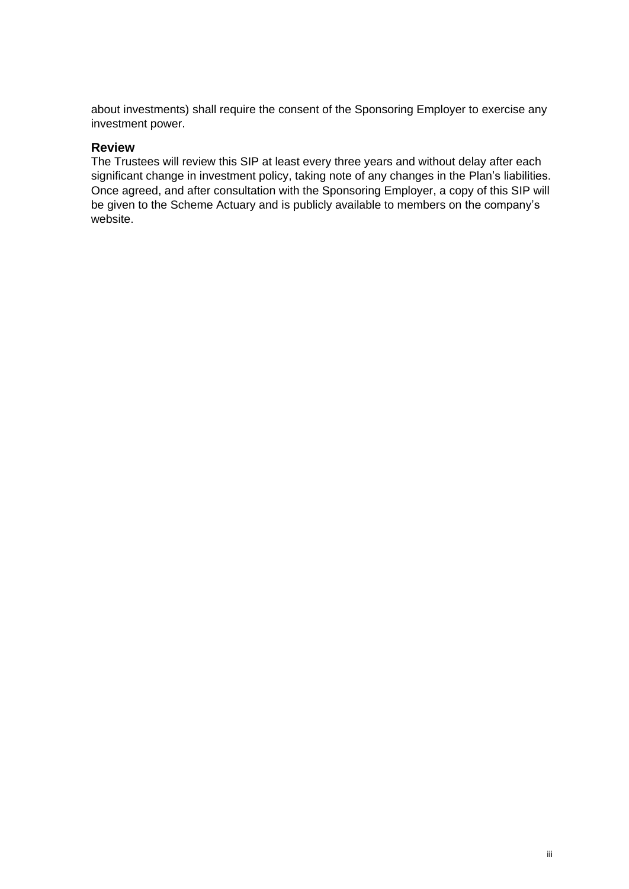about investments) shall require the consent of the Sponsoring Employer to exercise any investment power.

## Review

The Trustees will review this SIP at least every three years and without delay after each significant change in investment policy, taking note of any changes in the Plan's liabilities. Once agreed, and after consultation with the Sponsoring Employer, a copy of this SIP will be given to the Scheme Actuary and is publicly available to members on the company's website.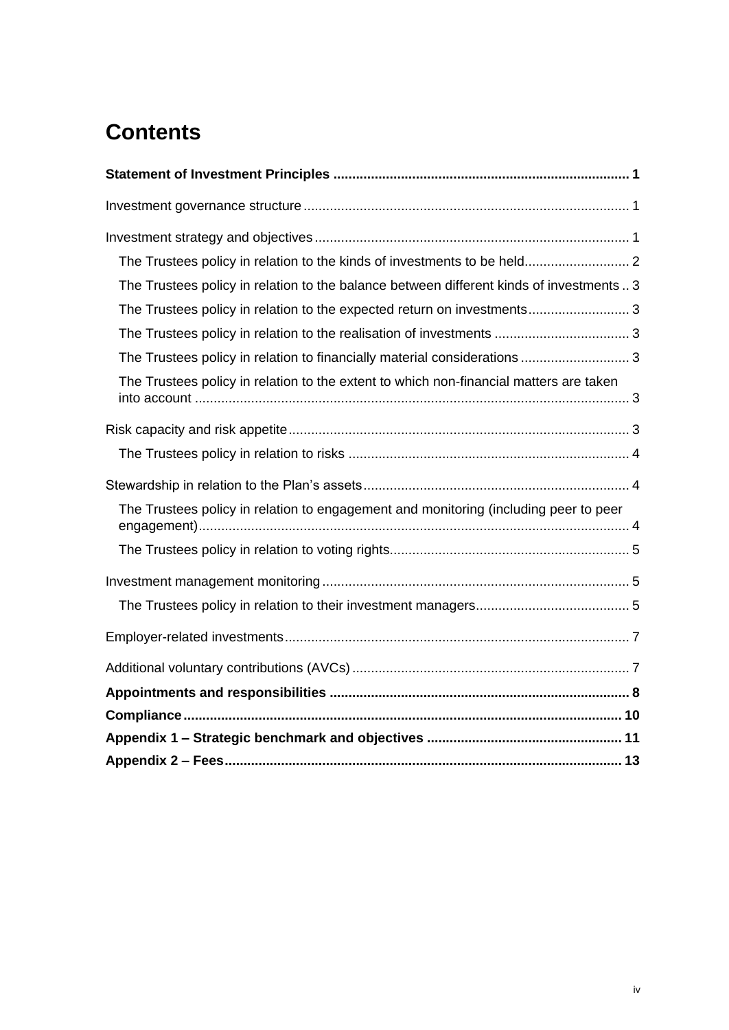# Contents

**Statement of Investment Principles** ........................................................................ 1

Investment governance structure ................................................................................... 1

Investment strategy and objectives ................................................................................. 1

- The Trustees policy in relation to the kinds of investments to be held............................ 2
- The Trustees policy in relation to the balance between different kinds of investments .. 3
- The Trustees policy in relation to the expected return on investments........................... 3
- The Trustees policy in relation to the realisation of investments .................................... 3
- The Trustees policy in relation to financially material considerations ............................. 3
- The Trustees policy in relation to the extent to which non-financial matters are taken into account .................................................................................................................... 3

Risk capacity and risk appetite ........................................................................................ 3

- The Trustees policy in relation to risks ........................................................................... 4

Stewardship in relation to the Plan's assets ..................................................................... 4

- The Trustees policy in relation to engagement and monitoring (including peer to peer engagement).................................................................................................................. 4
- The Trustees policy in relation to voting rights................................................................ 5

Investment management monitoring ................................................................................ 5

- The Trustees policy in relation to their investment managers......................................... 5

Employer-related investments .......................................................................................... 7

Additional voluntary contributions (AVCs) ........................................................................ 7

**Appointments and responsibilities** ............................................................................. 8

**Compliance** .................................................................................................................. 10

**Appendix 1 – Strategic benchmark and objectives** ................................................... 11

**Appendix 2 – Fees** ...................................................................................................... 13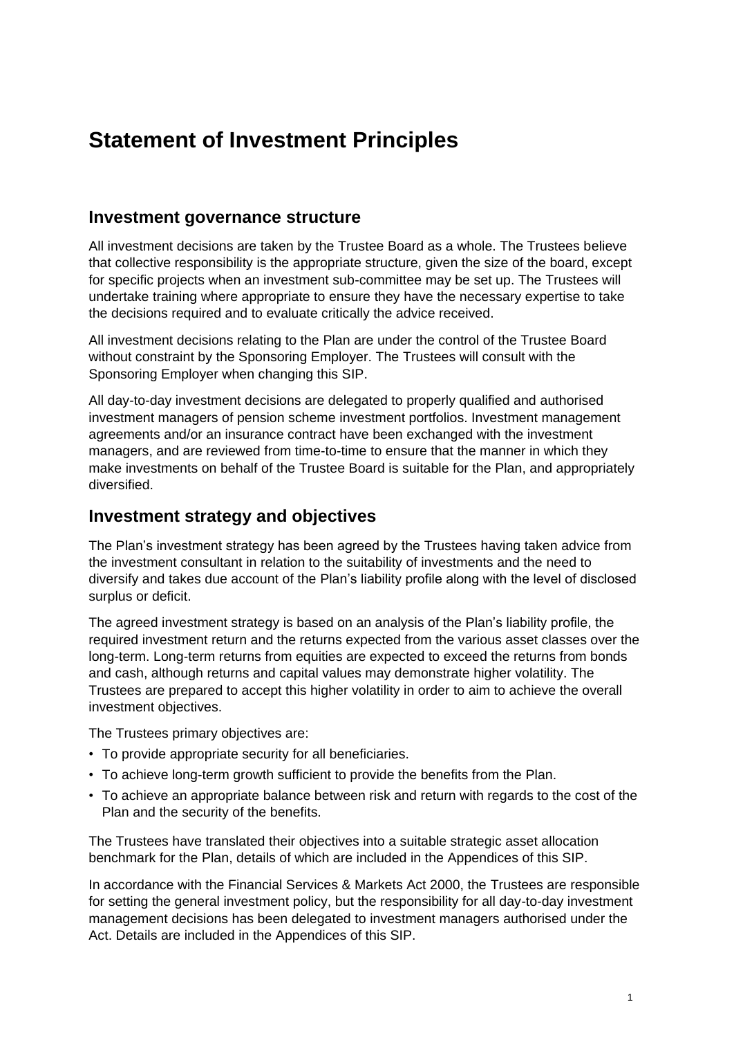# Statement of Investment Principles

## Investment governance structure

All investment decisions are taken by the Trustee Board as a whole. The Trustees believe that collective responsibility is the appropriate structure, given the size of the board, except for specific projects when an investment sub-committee may be set up. The Trustees will undertake training where appropriate to ensure they have the necessary expertise to take the decisions required and to evaluate critically the advice received.

All investment decisions relating to the Plan are under the control of the Trustee Board without constraint by the Sponsoring Employer. The Trustees will consult with the Sponsoring Employer when changing this SIP.

All day-to-day investment decisions are delegated to properly qualified and authorised investment managers of pension scheme investment portfolios. Investment management agreements and/or an insurance contract have been exchanged with the investment managers, and are reviewed from time-to-time to ensure that the manner in which they make investments on behalf of the Trustee Board is suitable for the Plan, and appropriately diversified.

## Investment strategy and objectives

The Plan's investment strategy has been agreed by the Trustees having taken advice from the investment consultant in relation to the suitability of investments and the need to diversify and takes due account of the Plan's liability profile along with the level of disclosed surplus or deficit.

The agreed investment strategy is based on an analysis of the Plan's liability profile, the required investment return and the returns expected from the various asset classes over the long-term. Long-term returns from equities are expected to exceed the returns from bonds and cash, although returns and capital values may demonstrate higher volatility. The Trustees are prepared to accept this higher volatility in order to aim to achieve the overall investment objectives.

The Trustees primary objectives are:

- To provide appropriate security for all beneficiaries.
- To achieve long-term growth sufficient to provide the benefits from the Plan.
- To achieve an appropriate balance between risk and return with regards to the cost of the Plan and the security of the benefits.

The Trustees have translated their objectives into a suitable strategic asset allocation benchmark for the Plan, details of which are included in the Appendices of this SIP.

In accordance with the Financial Services & Markets Act 2000, the Trustees are responsible for setting the general investment policy, but the responsibility for all day-to-day investment management decisions has been delegated to investment managers authorised under the Act. Details are included in the Appendices of this SIP.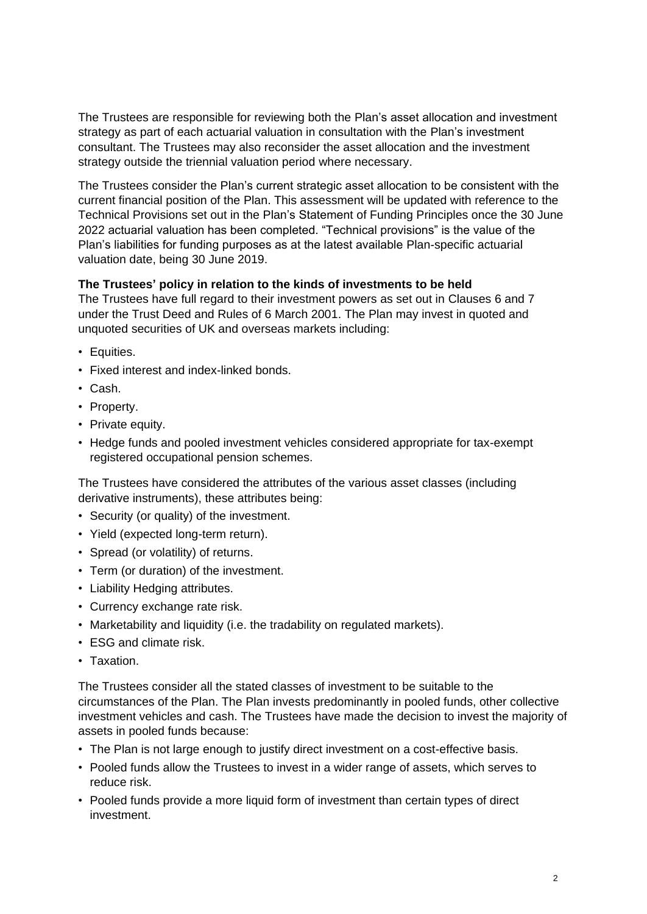The Trustees are responsible for reviewing both the Plan's asset allocation and investment strategy as part of each actuarial valuation in consultation with the Plan's investment consultant. The Trustees may also reconsider the asset allocation and the investment strategy outside the triennial valuation period where necessary.

The Trustees consider the Plan's current strategic asset allocation to be consistent with the current financial position of the Plan. This assessment will be updated with reference to the Technical Provisions set out in the Plan's Statement of Funding Principles once the 30 June 2022 actuarial valuation has been completed. "Technical provisions" is the value of the Plan's liabilities for funding purposes as at the latest available Plan-specific actuarial valuation date, being 30 June 2019.

**The Trustees' policy in relation to the kinds of investments to be held**

The Trustees have full regard to their investment powers as set out in Clauses 6 and 7 under the Trust Deed and Rules of 6 March 2001. The Plan may invest in quoted and unquoted securities of UK and overseas markets including:

- Equities.
- Fixed interest and index-linked bonds.
- Cash.
- Property.
- Private equity.
- Hedge funds and pooled investment vehicles considered appropriate for tax-exempt registered occupational pension schemes.

The Trustees have considered the attributes of the various asset classes (including derivative instruments), these attributes being:

- Security (or quality) of the investment.
- Yield (expected long-term return).
- Spread (or volatility) of returns.
- Term (or duration) of the investment.
- Liability Hedging attributes.
- Currency exchange rate risk.
- Marketability and liquidity (i.e. the tradability on regulated markets).
- ESG and climate risk.
- Taxation.

The Trustees consider all the stated classes of investment to be suitable to the circumstances of the Plan. The Plan invests predominantly in pooled funds, other collective investment vehicles and cash. The Trustees have made the decision to invest the majority of assets in pooled funds because:

- The Plan is not large enough to justify direct investment on a cost-effective basis.
- Pooled funds allow the Trustees to invest in a wider range of assets, which serves to reduce risk.
- Pooled funds provide a more liquid form of investment than certain types of direct investment.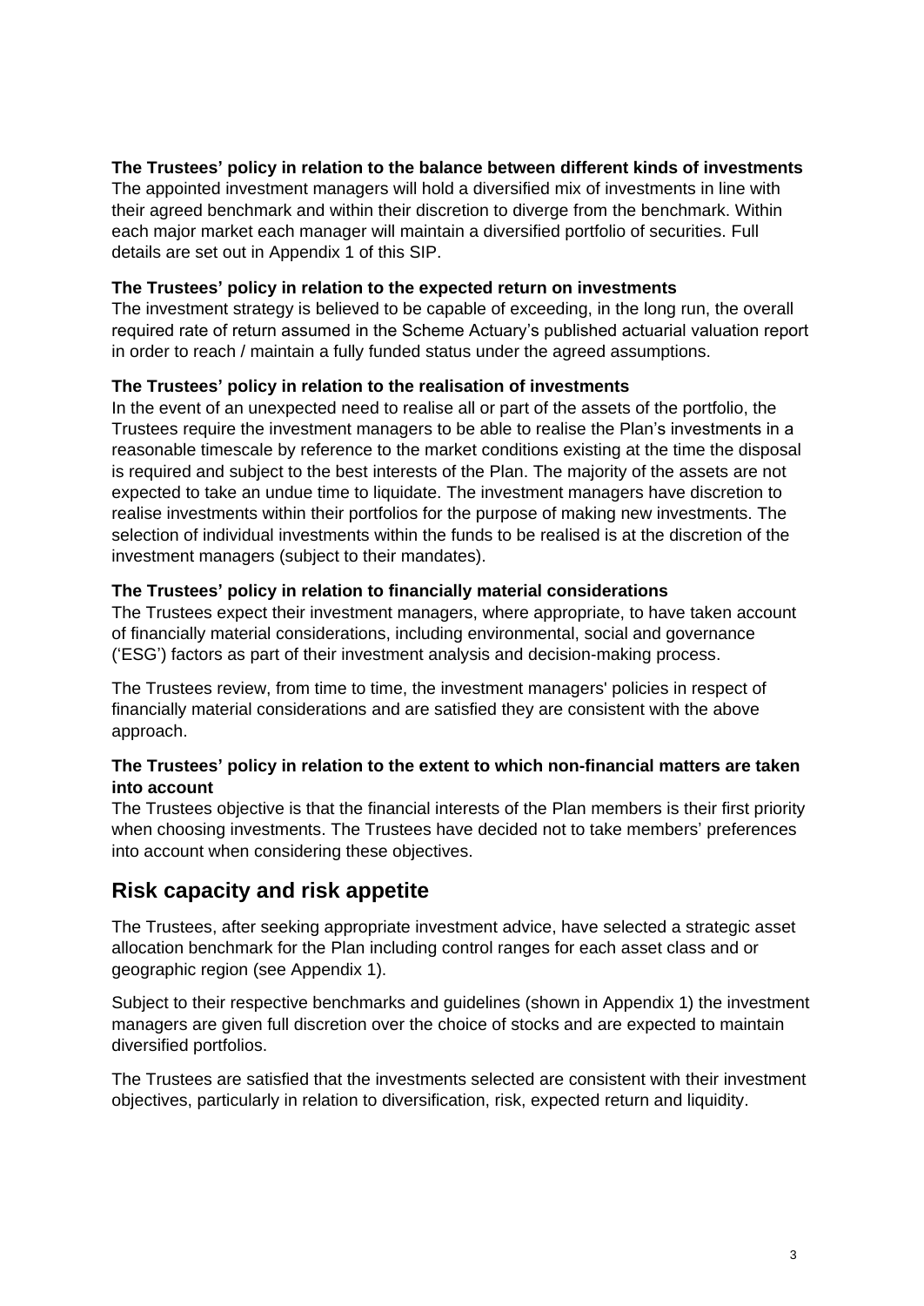**The Trustees' policy in relation to the balance between different kinds of investments**

The appointed investment managers will hold a diversified mix of investments in line with their agreed benchmark and within their discretion to diverge from the benchmark. Within each major market each manager will maintain a diversified portfolio of securities. Full details are set out in Appendix 1 of this SIP.

**The Trustees' policy in relation to the expected return on investments**

The investment strategy is believed to be capable of exceeding, in the long run, the overall required rate of return assumed in the Scheme Actuary's published actuarial valuation report in order to reach / maintain a fully funded status under the agreed assumptions.

**The Trustees' policy in relation to the realisation of investments**

In the event of an unexpected need to realise all or part of the assets of the portfolio, the Trustees require the investment managers to be able to realise the Plan's investments in a reasonable timescale by reference to the market conditions existing at the time the disposal is required and subject to the best interests of the Plan. The majority of the assets are not expected to take an undue time to liquidate. The investment managers have discretion to realise investments within their portfolios for the purpose of making new investments. The selection of individual investments within the funds to be realised is at the discretion of the investment managers (subject to their mandates).

**The Trustees' policy in relation to financially material considerations**

The Trustees expect their investment managers, where appropriate, to have taken account of financially material considerations, including environmental, social and governance ('ESG') factors as part of their investment analysis and decision-making process.

The Trustees review, from time to time, the investment managers' policies in respect of financially material considerations and are satisfied they are consistent with the above approach.

**The Trustees' policy in relation to the extent to which non-financial matters are taken into account**

The Trustees objective is that the financial interests of the Plan members is their first priority when choosing investments. The Trustees have decided not to take members' preferences into account when considering these objectives.

## Risk capacity and risk appetite

The Trustees, after seeking appropriate investment advice, have selected a strategic asset allocation benchmark for the Plan including control ranges for each asset class and or geographic region (see Appendix 1).

Subject to their respective benchmarks and guidelines (shown in Appendix 1) the investment managers are given full discretion over the choice of stocks and are expected to maintain diversified portfolios.

The Trustees are satisfied that the investments selected are consistent with their investment objectives, particularly in relation to diversification, risk, expected return and liquidity.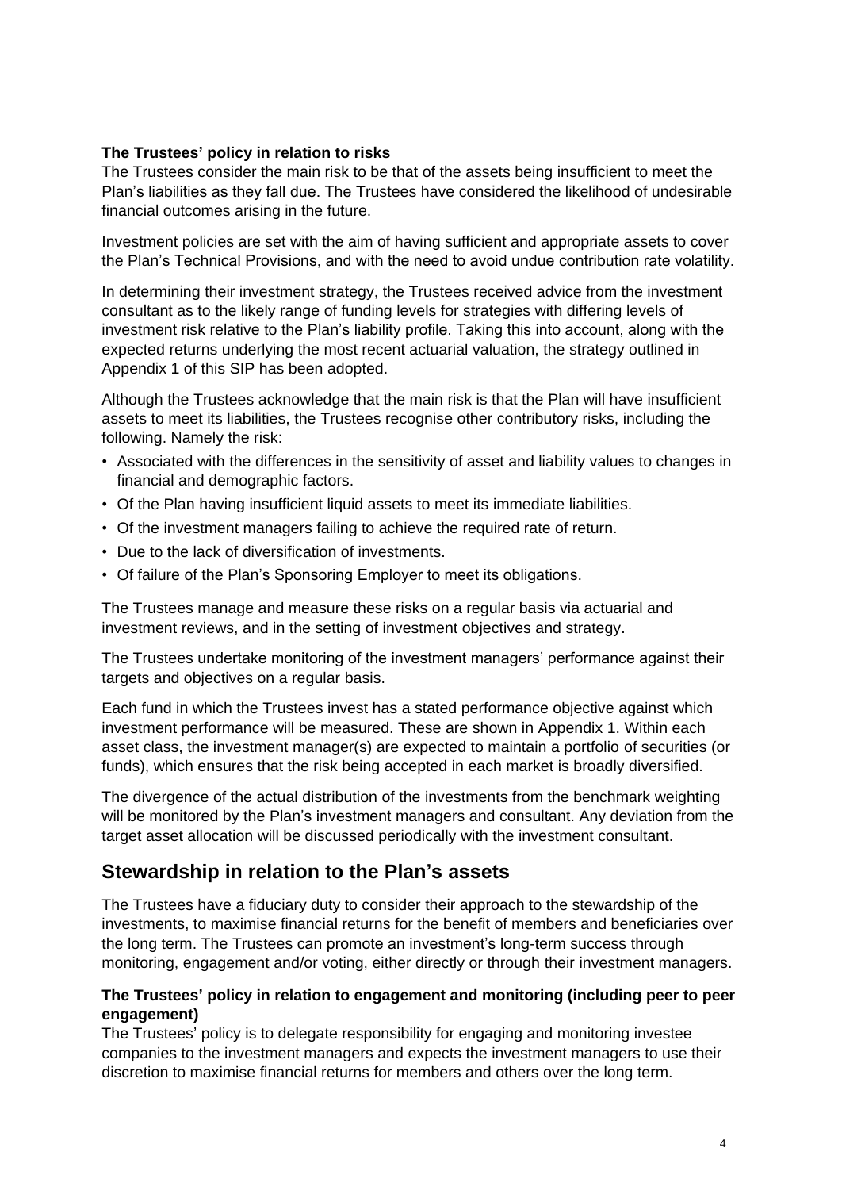### The Trustees' policy in relation to risks

The Trustees consider the main risk to be that of the assets being insufficient to meet the Plan's liabilities as they fall due. The Trustees have considered the likelihood of undesirable financial outcomes arising in the future.

Investment policies are set with the aim of having sufficient and appropriate assets to cover the Plan's Technical Provisions, and with the need to avoid undue contribution rate volatility.

In determining their investment strategy, the Trustees received advice from the investment consultant as to the likely range of funding levels for strategies with differing levels of investment risk relative to the Plan's liability profile. Taking this into account, along with the expected returns underlying the most recent actuarial valuation, the strategy outlined in Appendix 1 of this SIP has been adopted.

Although the Trustees acknowledge that the main risk is that the Plan will have insufficient assets to meet its liabilities, the Trustees recognise other contributory risks, including the following. Namely the risk:

- Associated with the differences in the sensitivity of asset and liability values to changes in financial and demographic factors.
- Of the Plan having insufficient liquid assets to meet its immediate liabilities.
- Of the investment managers failing to achieve the required rate of return.
- Due to the lack of diversification of investments.
- Of failure of the Plan's Sponsoring Employer to meet its obligations.

The Trustees manage and measure these risks on a regular basis via actuarial and investment reviews, and in the setting of investment objectives and strategy.

The Trustees undertake monitoring of the investment managers' performance against their targets and objectives on a regular basis.

Each fund in which the Trustees invest has a stated performance objective against which investment performance will be measured. These are shown in Appendix 1. Within each asset class, the investment manager(s) are expected to maintain a portfolio of securities (or funds), which ensures that the risk being accepted in each market is broadly diversified.

The divergence of the actual distribution of the investments from the benchmark weighting will be monitored by the Plan's investment managers and consultant. Any deviation from the target asset allocation will be discussed periodically with the investment consultant.

## Stewardship in relation to the Plan's assets

The Trustees have a fiduciary duty to consider their approach to the stewardship of the investments, to maximise financial returns for the benefit of members and beneficiaries over the long term. The Trustees can promote an investment's long-term success through monitoring, engagement and/or voting, either directly or through their investment managers.

### The Trustees' policy in relation to engagement and monitoring (including peer to peer engagement)

The Trustees' policy is to delegate responsibility for engaging and monitoring investee companies to the investment managers and expects the investment managers to use their discretion to maximise financial returns for members and others over the long term.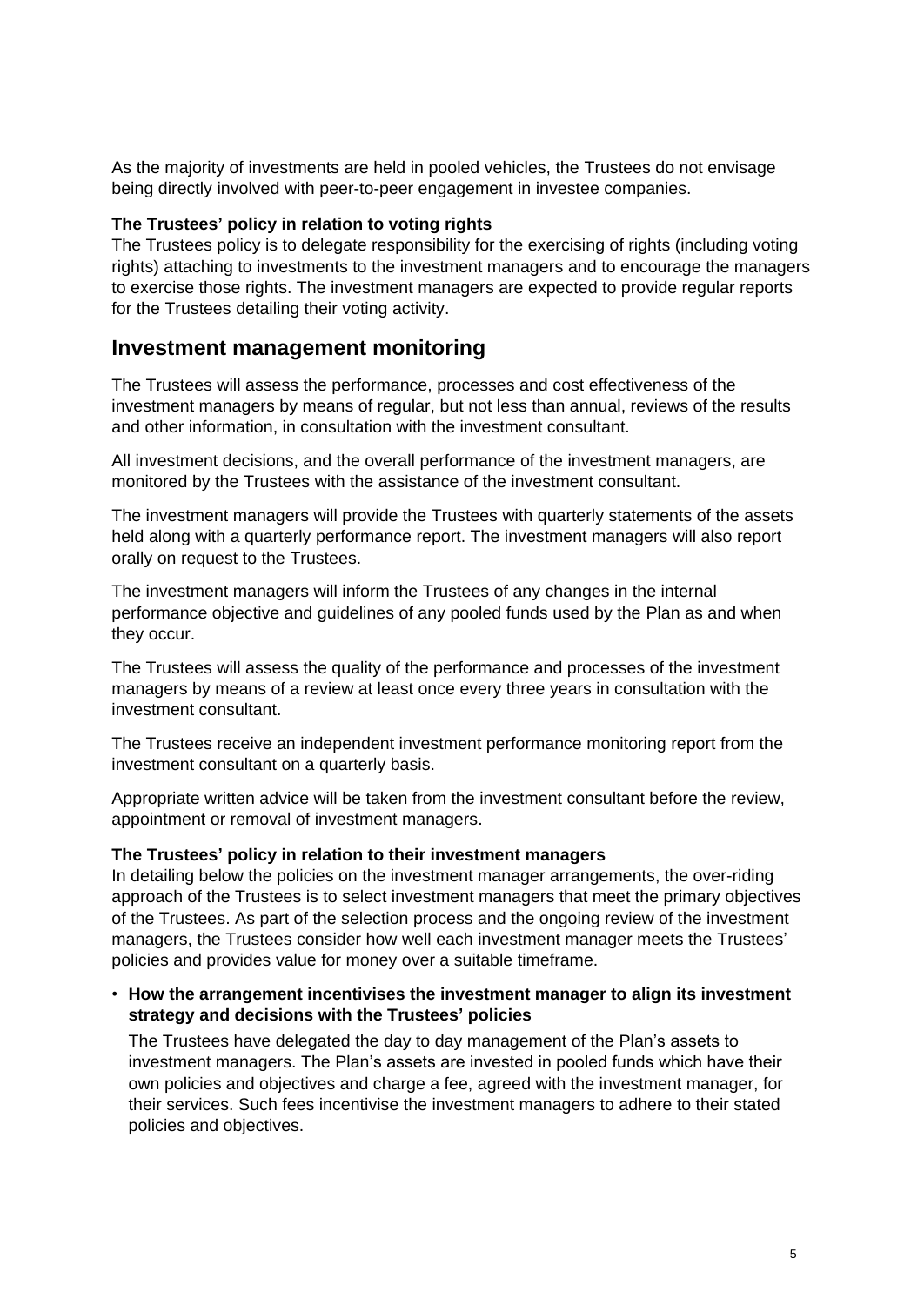As the majority of investments are held in pooled vehicles, the Trustees do not envisage being directly involved with peer-to-peer engagement in investee companies.

**The Trustees' policy in relation to voting rights**

The Trustees policy is to delegate responsibility for the exercising of rights (including voting rights) attaching to investments to the investment managers and to encourage the managers to exercise those rights. The investment managers are expected to provide regular reports for the Trustees detailing their voting activity.

## Investment management monitoring

The Trustees will assess the performance, processes and cost effectiveness of the investment managers by means of regular, but not less than annual, reviews of the results and other information, in consultation with the investment consultant.

All investment decisions, and the overall performance of the investment managers, are monitored by the Trustees with the assistance of the investment consultant.

The investment managers will provide the Trustees with quarterly statements of the assets held along with a quarterly performance report. The investment managers will also report orally on request to the Trustees.

The investment managers will inform the Trustees of any changes in the internal performance objective and guidelines of any pooled funds used by the Plan as and when they occur.

The Trustees will assess the quality of the performance and processes of the investment managers by means of a review at least once every three years in consultation with the investment consultant.

The Trustees receive an independent investment performance monitoring report from the investment consultant on a quarterly basis.

Appropriate written advice will be taken from the investment consultant before the review, appointment or removal of investment managers.

**The Trustees' policy in relation to their investment managers**

In detailing below the policies on the investment manager arrangements, the over-riding approach of the Trustees is to select investment managers that meet the primary objectives of the Trustees. As part of the selection process and the ongoing review of the investment managers, the Trustees consider how well each investment manager meets the Trustees' policies and provides value for money over a suitable timeframe.

- **How the arrangement incentivises the investment manager to align its investment strategy and decisions with the Trustees' policies**

  The Trustees have delegated the day to day management of the Plan's assets to investment managers. The Plan's assets are invested in pooled funds which have their own policies and objectives and charge a fee, agreed with the investment manager, for their services. Such fees incentivise the investment managers to adhere to their stated policies and objectives.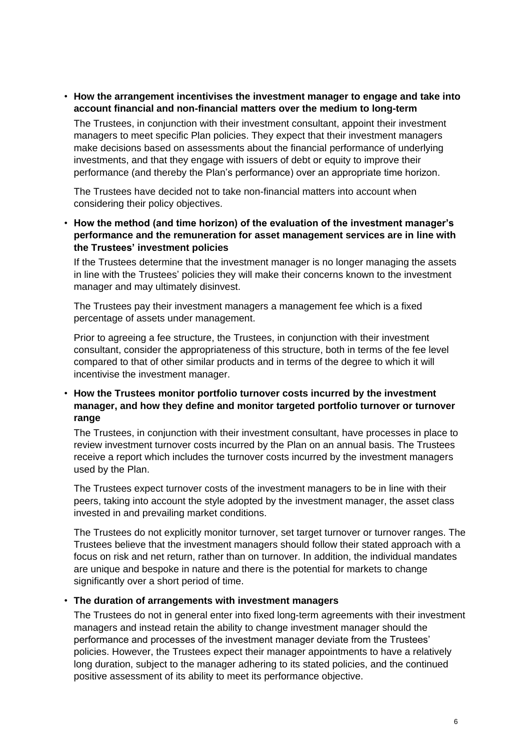- **How the arrangement incentivises the investment manager to engage and take into account financial and non-financial matters over the medium to long-term**

  The Trustees, in conjunction with their investment consultant, appoint their investment managers to meet specific Plan policies. They expect that their investment managers make decisions based on assessments about the financial performance of underlying investments, and that they engage with issuers of debt or equity to improve their performance (and thereby the Plan's performance) over an appropriate time horizon.

  The Trustees have decided not to take non-financial matters into account when considering their policy objectives.

- **How the method (and time horizon) of the evaluation of the investment manager's performance and the remuneration for asset management services are in line with the Trustees' investment policies**

  If the Trustees determine that the investment manager is no longer managing the assets in line with the Trustees' policies they will make their concerns known to the investment manager and may ultimately disinvest.

  The Trustees pay their investment managers a management fee which is a fixed percentage of assets under management.

  Prior to agreeing a fee structure, the Trustees, in conjunction with their investment consultant, consider the appropriateness of this structure, both in terms of the fee level compared to that of other similar products and in terms of the degree to which it will incentivise the investment manager.

- **How the Trustees monitor portfolio turnover costs incurred by the investment manager, and how they define and monitor targeted portfolio turnover or turnover range**

  The Trustees, in conjunction with their investment consultant, have processes in place to review investment turnover costs incurred by the Plan on an annual basis. The Trustees receive a report which includes the turnover costs incurred by the investment managers used by the Plan.

  The Trustees expect turnover costs of the investment managers to be in line with their peers, taking into account the style adopted by the investment manager, the asset class invested in and prevailing market conditions.

  The Trustees do not explicitly monitor turnover, set target turnover or turnover ranges. The Trustees believe that the investment managers should follow their stated approach with a focus on risk and net return, rather than on turnover. In addition, the individual mandates are unique and bespoke in nature and there is the potential for markets to change significantly over a short period of time.

- **The duration of arrangements with investment managers**

  The Trustees do not in general enter into fixed long-term agreements with their investment managers and instead retain the ability to change investment manager should the performance and processes of the investment manager deviate from the Trustees' policies. However, the Trustees expect their manager appointments to have a relatively long duration, subject to the manager adhering to its stated policies, and the continued positive assessment of its ability to meet its performance objective.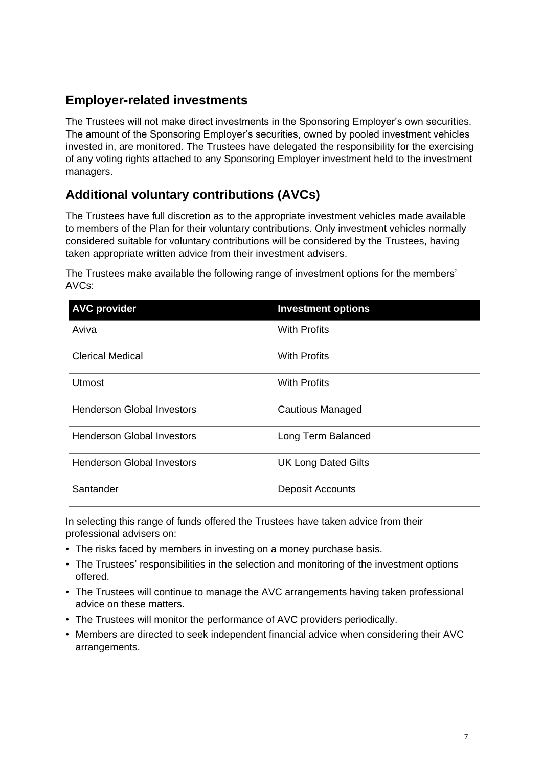## Employer-related investments

The Trustees will not make direct investments in the Sponsoring Employer's own securities. The amount of the Sponsoring Employer's securities, owned by pooled investment vehicles invested in, are monitored. The Trustees have delegated the responsibility for the exercising of any voting rights attached to any Sponsoring Employer investment held to the investment managers.

## Additional voluntary contributions (AVCs)

The Trustees have full discretion as to the appropriate investment vehicles made available to members of the Plan for their voluntary contributions. Only investment vehicles normally considered suitable for voluntary contributions will be considered by the Trustees, having taken appropriate written advice from their investment advisers.

The Trustees make available the following range of investment options for the members' AVCs:

| AVC provider | Investment options |
|---|---|
| Aviva | With Profits |
| Clerical Medical | With Profits |
| Utmost | With Profits |
| Henderson Global Investors | Cautious Managed |
| Henderson Global Investors | Long Term Balanced |
| Henderson Global Investors | UK Long Dated Gilts |
| Santander | Deposit Accounts |

In selecting this range of funds offered the Trustees have taken advice from their professional advisers on:

- The risks faced by members in investing on a money purchase basis.
- The Trustees' responsibilities in the selection and monitoring of the investment options offered.
- The Trustees will continue to manage the AVC arrangements having taken professional advice on these matters.
- The Trustees will monitor the performance of AVC providers periodically.
- Members are directed to seek independent financial advice when considering their AVC arrangements.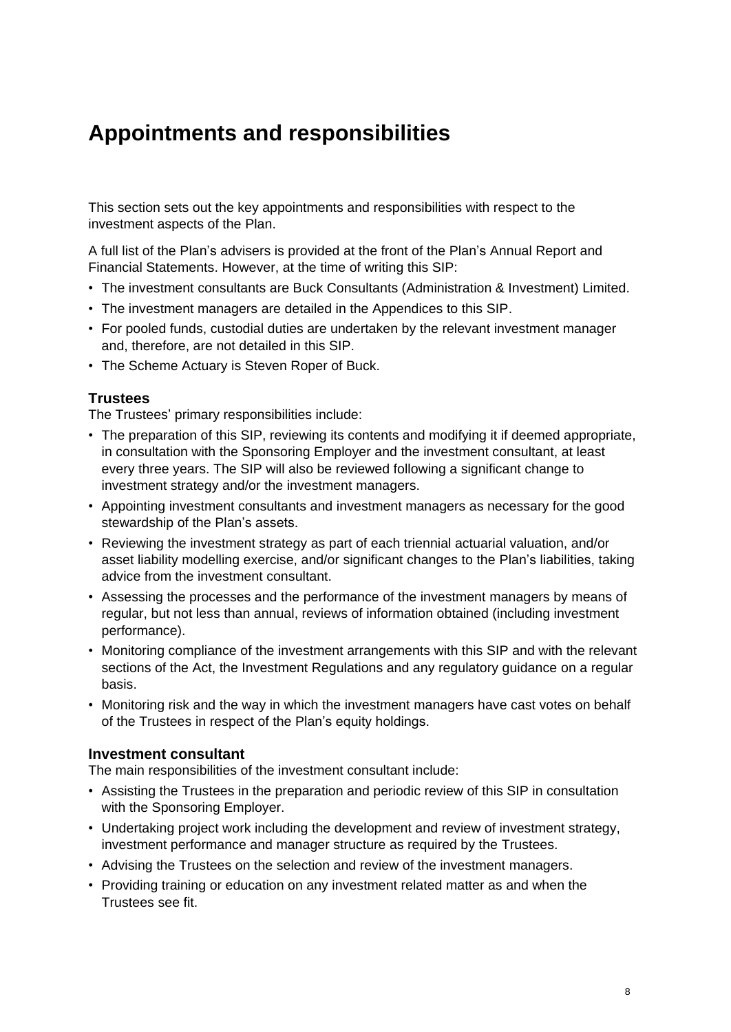# Appointments and responsibilities

This section sets out the key appointments and responsibilities with respect to the investment aspects of the Plan.

A full list of the Plan's advisers is provided at the front of the Plan's Annual Report and Financial Statements. However, at the time of writing this SIP:

- The investment consultants are Buck Consultants (Administration & Investment) Limited.
- The investment managers are detailed in the Appendices to this SIP.
- For pooled funds, custodial duties are undertaken by the relevant investment manager and, therefore, are not detailed in this SIP.
- The Scheme Actuary is Steven Roper of Buck.

### Trustees

The Trustees' primary responsibilities include:

- The preparation of this SIP, reviewing its contents and modifying it if deemed appropriate, in consultation with the Sponsoring Employer and the investment consultant, at least every three years. The SIP will also be reviewed following a significant change to investment strategy and/or the investment managers.
- Appointing investment consultants and investment managers as necessary for the good stewardship of the Plan's assets.
- Reviewing the investment strategy as part of each triennial actuarial valuation, and/or asset liability modelling exercise, and/or significant changes to the Plan's liabilities, taking advice from the investment consultant.
- Assessing the processes and the performance of the investment managers by means of regular, but not less than annual, reviews of information obtained (including investment performance).
- Monitoring compliance of the investment arrangements with this SIP and with the relevant sections of the Act, the Investment Regulations and any regulatory guidance on a regular basis.
- Monitoring risk and the way in which the investment managers have cast votes on behalf of the Trustees in respect of the Plan's equity holdings.

### Investment consultant

The main responsibilities of the investment consultant include:

- Assisting the Trustees in the preparation and periodic review of this SIP in consultation with the Sponsoring Employer.
- Undertaking project work including the development and review of investment strategy, investment performance and manager structure as required by the Trustees.
- Advising the Trustees on the selection and review of the investment managers.
- Providing training or education on any investment related matter as and when the Trustees see fit.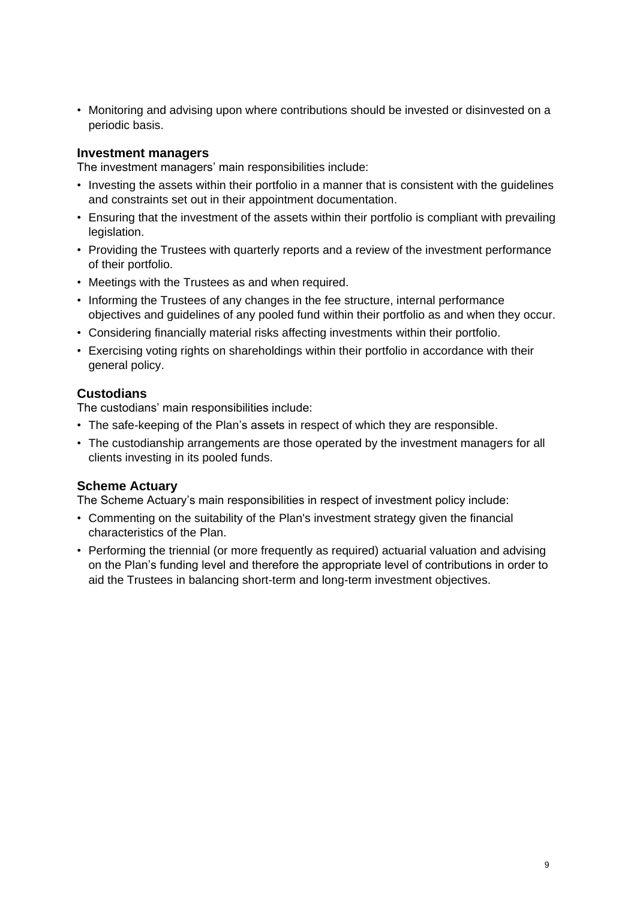- Monitoring and advising upon where contributions should be invested or disinvested on a periodic basis.

### Investment managers

The investment managers' main responsibilities include:

- Investing the assets within their portfolio in a manner that is consistent with the guidelines and constraints set out in their appointment documentation.
- Ensuring that the investment of the assets within their portfolio is compliant with prevailing legislation.
- Providing the Trustees with quarterly reports and a review of the investment performance of their portfolio.
- Meetings with the Trustees as and when required.
- Informing the Trustees of any changes in the fee structure, internal performance objectives and guidelines of any pooled fund within their portfolio as and when they occur.
- Considering financially material risks affecting investments within their portfolio.
- Exercising voting rights on shareholdings within their portfolio in accordance with their general policy.

### Custodians

The custodians' main responsibilities include:

- The safe-keeping of the Plan's assets in respect of which they are responsible.
- The custodianship arrangements are those operated by the investment managers for all clients investing in its pooled funds.

### Scheme Actuary

The Scheme Actuary's main responsibilities in respect of investment policy include:

- Commenting on the suitability of the Plan's investment strategy given the financial characteristics of the Plan.
- Performing the triennial (or more frequently as required) actuarial valuation and advising on the Plan's funding level and therefore the appropriate level of contributions in order to aid the Trustees in balancing short-term and long-term investment objectives.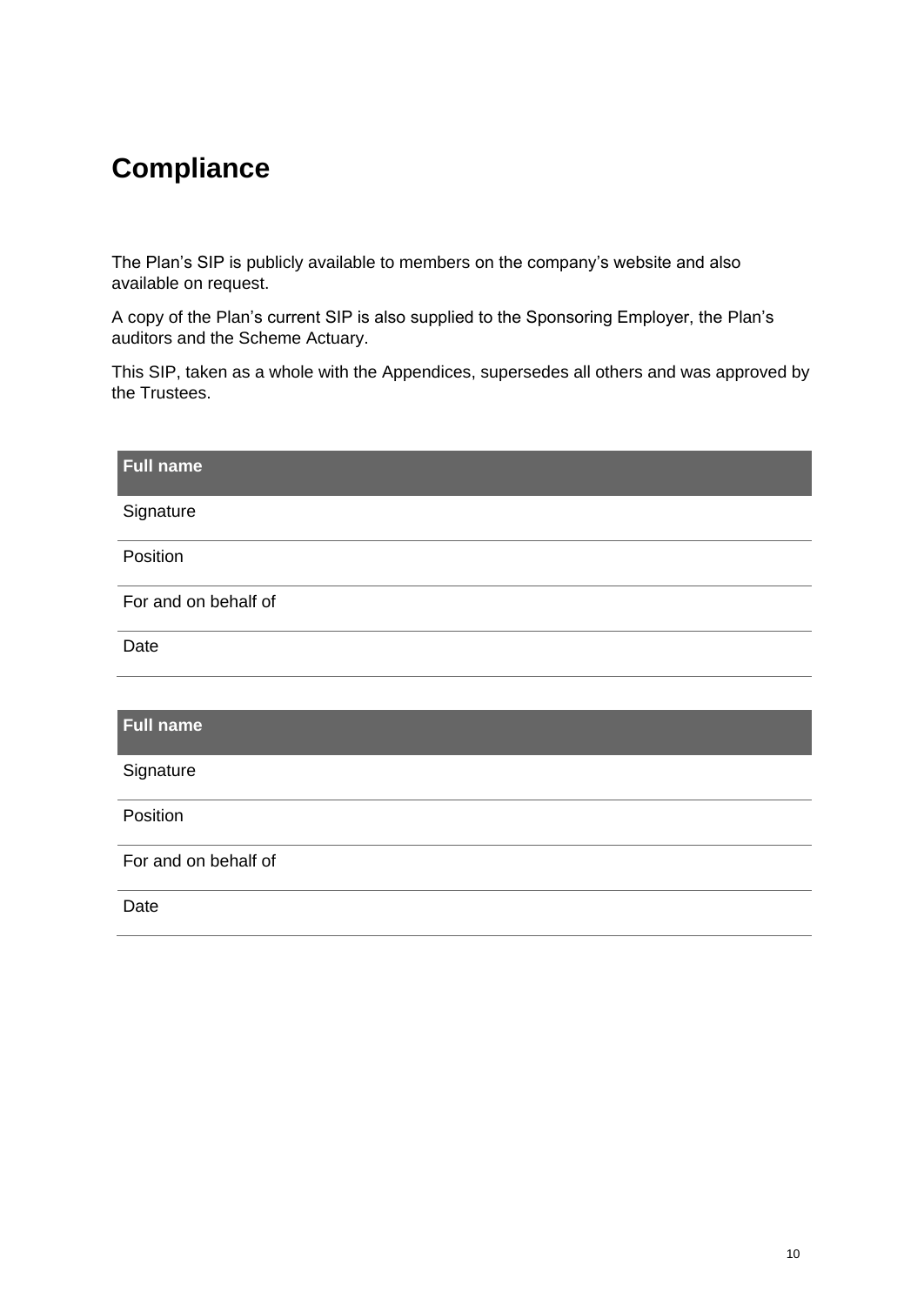# Compliance

The Plan's SIP is publicly available to members on the company's website and also available on request.

A copy of the Plan's current SIP is also supplied to the Sponsoring Employer, the Plan's auditors and the Scheme Actuary.

This SIP, taken as a whole with the Appendices, supersedes all others and was approved by the Trustees.

| **Full name** | |
|---|---|
| Signature | |
| Position | |
| For and on behalf of | |
| Date | |

| **Full name** | |
|---|---|
| Signature | |
| Position | |
| For and on behalf of | |
| Date | |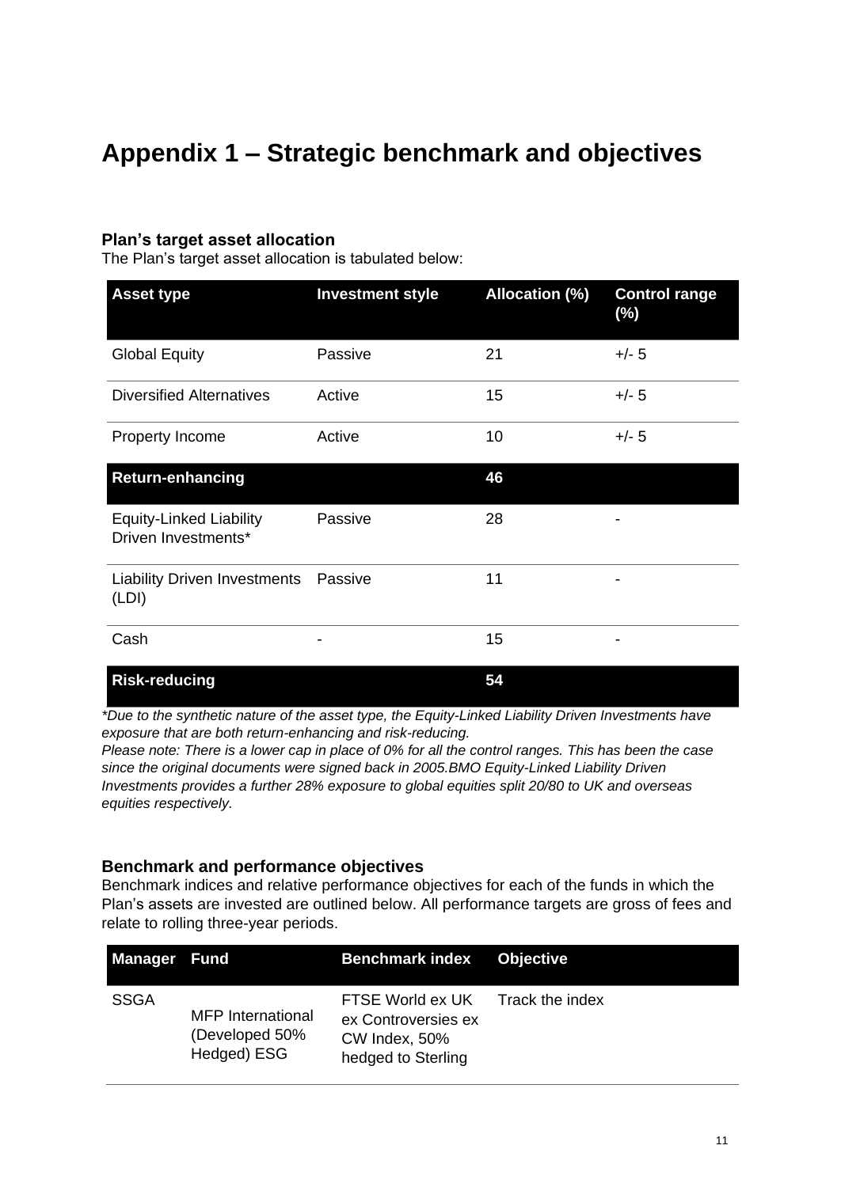# Appendix 1 – Strategic benchmark and objectives

### Plan's target asset allocation

The Plan's target asset allocation is tabulated below:

| Asset type | Investment style | Allocation (%) | Control range (%) |
|---|---|---|---|
| Global Equity | Passive | 21 | +/- 5 |
| Diversified Alternatives | Active | 15 | +/- 5 |
| Property Income | Active | 10 | +/- 5 |
| **Return-enhancing** | | **46** | |
| Equity-Linked Liability Driven Investments* | Passive | 28 | - |
| Liability Driven Investments (LDI) | Passive | 11 | - |
| Cash | - | 15 | - |
| **Risk-reducing** | | **54** | |

*\*Due to the synthetic nature of the asset type, the Equity-Linked Liability Driven Investments have exposure that are both return-enhancing and risk-reducing.*
*Please note: There is a lower cap in place of 0% for all the control ranges. This has been the case since the original documents were signed back in 2005.BMO Equity-Linked Liability Driven Investments provides a further 28% exposure to global equities split 20/80 to UK and overseas equities respectively.*

### Benchmark and performance objectives

Benchmark indices and relative performance objectives for each of the funds in which the Plan's assets are invested are outlined below. All performance targets are gross of fees and relate to rolling three-year periods.

| Manager | Fund | Benchmark index | Objective |
|---|---|---|---|
| SSGA | MFP International (Developed 50% Hedged) ESG | FTSE World ex UK ex Controversies ex CW Index, 50% hedged to Sterling | Track the index |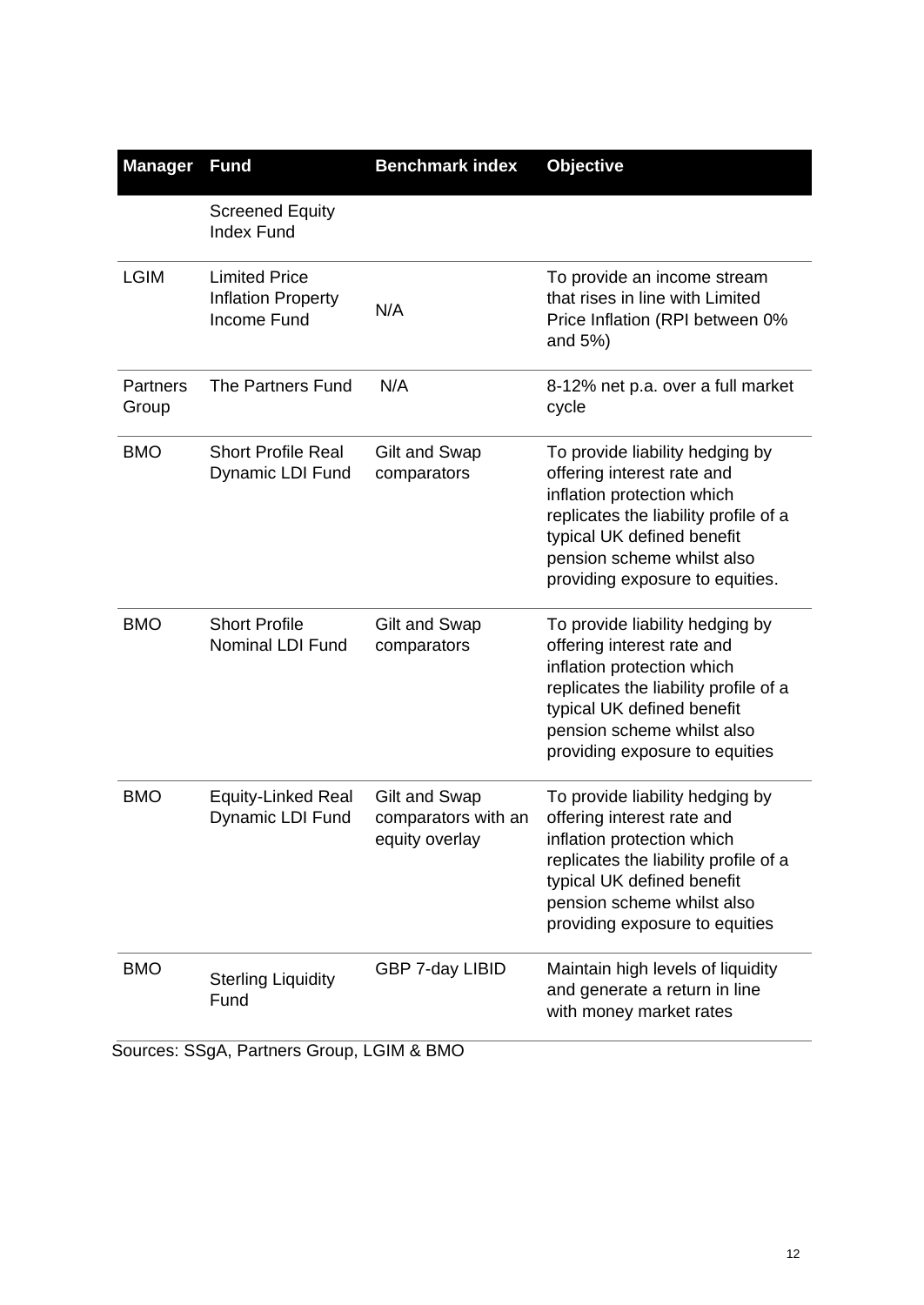| Manager | Fund | Benchmark index | Objective |
|---|---|---|---|
| | Screened Equity Index Fund | | |
| LGIM | Limited Price Inflation Property Income Fund | N/A | To provide an income stream that rises in line with Limited Price Inflation (RPI between 0% and 5%) |
| Partners Group | The Partners Fund | N/A | 8-12% net p.a. over a full market cycle |
| BMO | Short Profile Real Dynamic LDI Fund | Gilt and Swap comparators | To provide liability hedging by offering interest rate and inflation protection which replicates the liability profile of a typical UK defined benefit pension scheme whilst also providing exposure to equities. |
| BMO | Short Profile Nominal LDI Fund | Gilt and Swap comparators | To provide liability hedging by offering interest rate and inflation protection which replicates the liability profile of a typical UK defined benefit pension scheme whilst also providing exposure to equities |
| BMO | Equity-Linked Real Dynamic LDI Fund | Gilt and Swap comparators with an equity overlay | To provide liability hedging by offering interest rate and inflation protection which replicates the liability profile of a typical UK defined benefit pension scheme whilst also providing exposure to equities |
| BMO | Sterling Liquidity Fund | GBP 7-day LIBID | Maintain high levels of liquidity and generate a return in line with money market rates |

Sources: SSgA, Partners Group, LGIM & BMO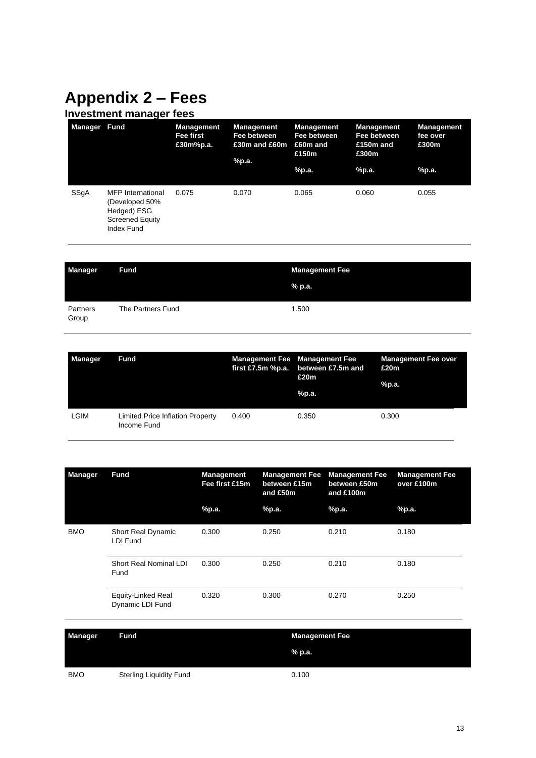# Appendix 2 – Fees

## Investment manager fees

| Manager | Fund | Management Fee first £30m%p.a. | Management Fee between £30m and £60m %p.a. | Management Fee between £60m and £150m %p.a. | Management Fee between £150m and £300m %p.a. | Management fee over £300m %p.a. |
|---|---|---|---|---|---|---|
| SSgA | MFP International (Developed 50% Hedged) ESG Screened Equity Index Fund | 0.075 | 0.070 | 0.065 | 0.060 | 0.055 |

| Manager | Fund | Management Fee % p.a. |
|---|---|---|
| Partners Group | The Partners Fund | 1.500 |

| Manager | Fund | Management Fee first £7.5m %p.a. | Management Fee between £7.5m and £20m %p.a. | Management Fee over £20m %p.a. |
|---|---|---|---|---|
| LGIM | Limited Price Inflation Property Income Fund | 0.400 | 0.350 | 0.300 |

| Manager | Fund | Management Fee first £15m %p.a. | Management Fee between £15m and £50m %p.a. | Management Fee between £50m and £100m %p.a. | Management Fee over £100m %p.a. |
|---|---|---|---|---|---|
| BMO | Short Real Dynamic LDI Fund | 0.300 | 0.250 | 0.210 | 0.180 |
| | Short Real Nominal LDI Fund | 0.300 | 0.250 | 0.210 | 0.180 |
| | Equity-Linked Real Dynamic LDI Fund | 0.320 | 0.300 | 0.270 | 0.250 |

| Manager | Fund | Management Fee % p.a. |
|---|---|---|
| BMO | Sterling Liquidity Fund | 0.100 |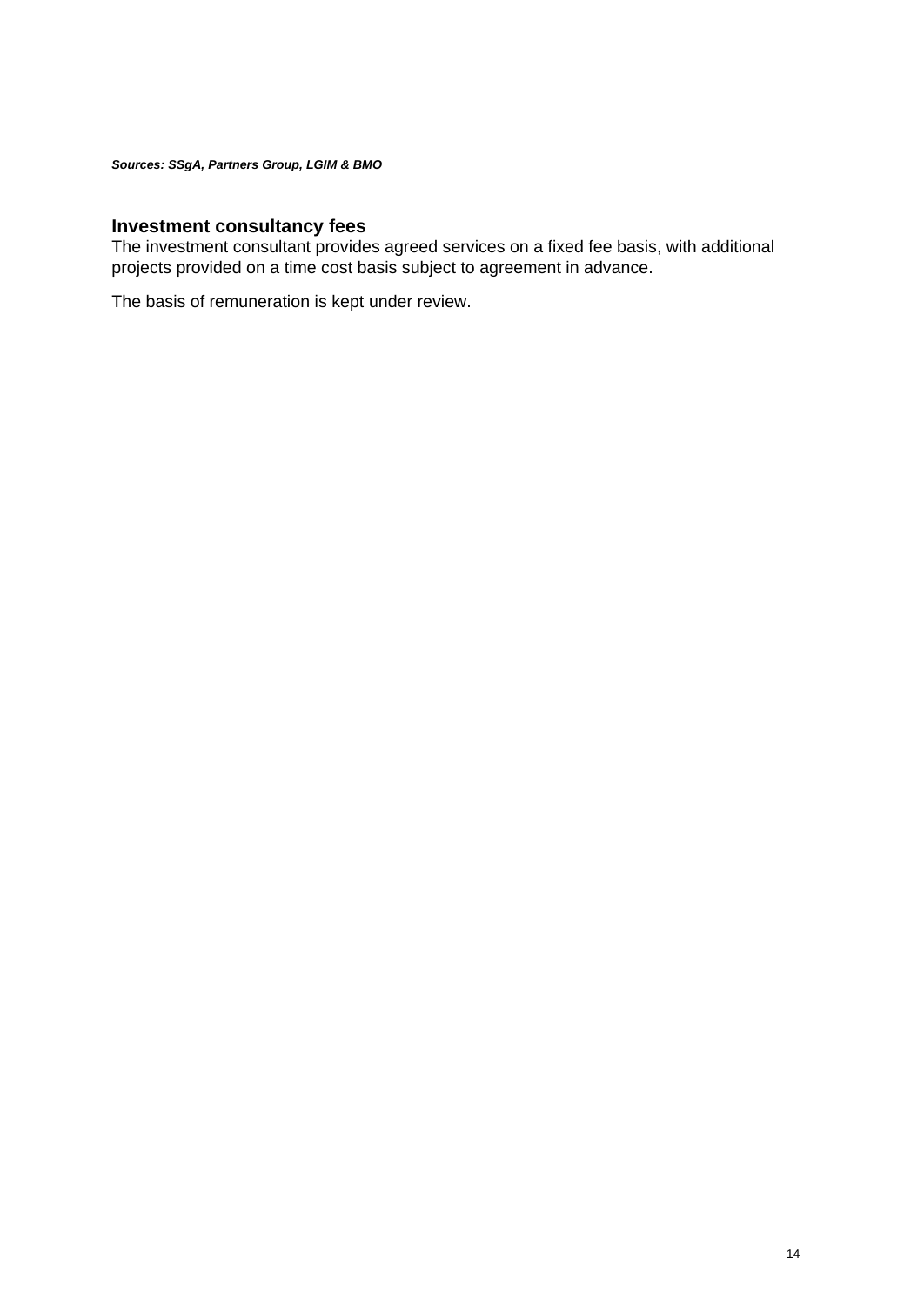***Sources: SSgA, Partners Group, LGIM & BMO***

## Investment consultancy fees

The investment consultant provides agreed services on a fixed fee basis, with additional projects provided on a time cost basis subject to agreement in advance.

The basis of remuneration is kept under review.